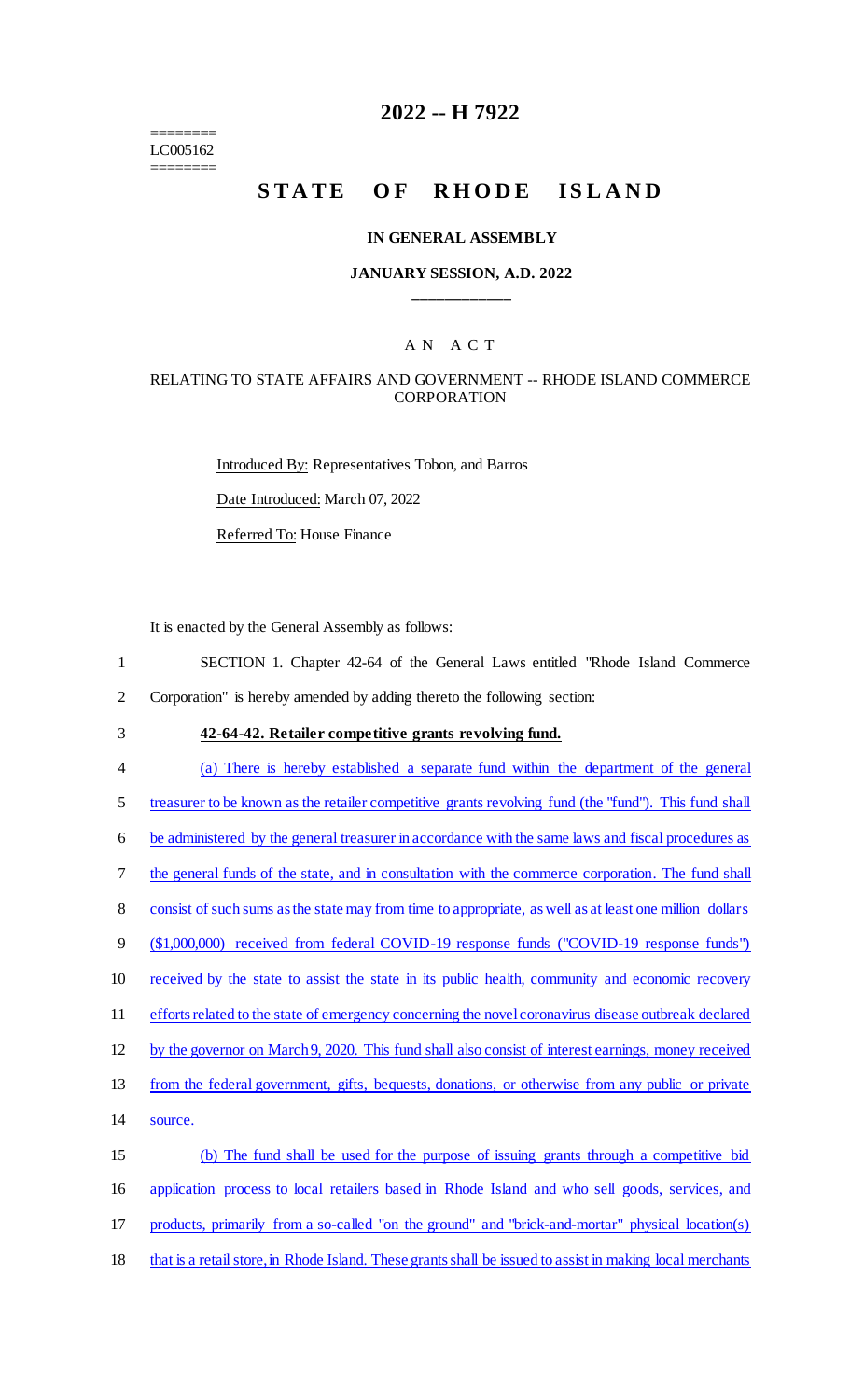======== 
LC005162 
========

# 2022 -- H 7922

# STATE OF RHODE ISLAND

## IN GENERAL ASSEMBLY

### JANUARY SESSION, A.D. 2022

____________

A N A C T

RELATING TO STATE AFFAIRS AND GOVERNMENT -- RHODE ISLAND COMMERCE CORPORATION

Introduced By: Representatives Tobon, and Barros

Date Introduced: March 07, 2022

Referred To: House Finance

It is enacted by the General Assembly as follows:

1 SECTION 1. Chapter 42-64 of the General Laws entitled "Rhode Island Commerce
2 Corporation" is hereby amended by adding thereto the following section:

3 **42-64-42. Retailer competitive grants revolving fund.**

4 (a) There is hereby established a separate fund within the department of the general
5 treasurer to be known as the retailer competitive grants revolving fund (the "fund"). This fund shall
6 be administered by the general treasurer in accordance with the same laws and fiscal procedures as
7 the general funds of the state, and in consultation with the commerce corporation. The fund shall
8 consist of such sums as the state may from time to appropriate, as well as at least one million dollars
9 ($1,000,000) received from federal COVID-19 response funds ("COVID-19 response funds")
10 received by the state to assist the state in its public health, community and economic recovery
11 efforts related to the state of emergency concerning the novel coronavirus disease outbreak declared
12 by the governor on March 9, 2020. This fund shall also consist of interest earnings, money received
13 from the federal government, gifts, bequests, donations, or otherwise from any public or private
14 source.

15 (b) The fund shall be used for the purpose of issuing grants through a competitive bid
16 application process to local retailers based in Rhode Island and who sell goods, services, and
17 products, primarily from a so-called "on the ground" and "brick-and-mortar" physical location(s)
18 that is a retail store, in Rhode Island. These grants shall be issued to assist in making local merchants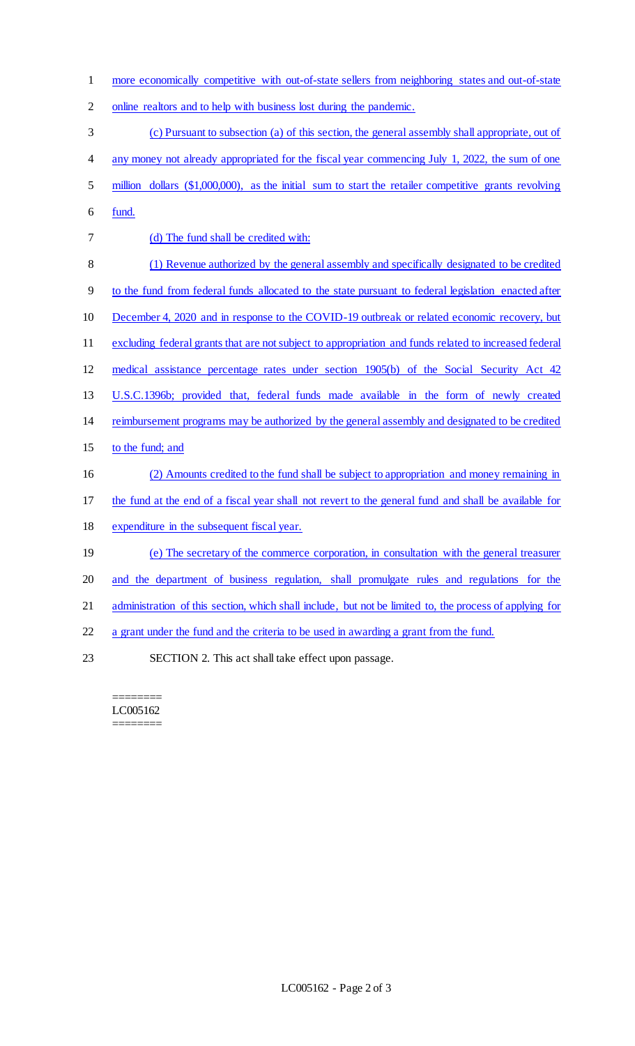more economically competitive with out-of-state sellers from neighboring states and out-of-state online realtors and to help with business lost during the pandemic.

(c) Pursuant to subsection (a) of this section, the general assembly shall appropriate, out of any money not already appropriated for the fiscal year commencing July 1, 2022, the sum of one million dollars ($1,000,000), as the initial sum to start the retailer competitive grants revolving fund.

(d) The fund shall be credited with:

(1) Revenue authorized by the general assembly and specifically designated to be credited to the fund from federal funds allocated to the state pursuant to federal legislation enacted after December 4, 2020 and in response to the COVID-19 outbreak or related economic recovery, but excluding federal grants that are not subject to appropriation and funds related to increased federal medical assistance percentage rates under section 1905(b) of the Social Security Act 42 U.S.C.1396b; provided that, federal funds made available in the form of newly created reimbursement programs may be authorized by the general assembly and designated to be credited to the fund; and

(2) Amounts credited to the fund shall be subject to appropriation and money remaining in the fund at the end of a fiscal year shall not revert to the general fund and shall be available for expenditure in the subsequent fiscal year.

(e) The secretary of the commerce corporation, in consultation with the general treasurer and the department of business regulation, shall promulgate rules and regulations for the administration of this section, which shall include, but not be limited to, the process of applying for a grant under the fund and the criteria to be used in awarding a grant from the fund.

SECTION 2. This act shall take effect upon passage.

========
LC005162
========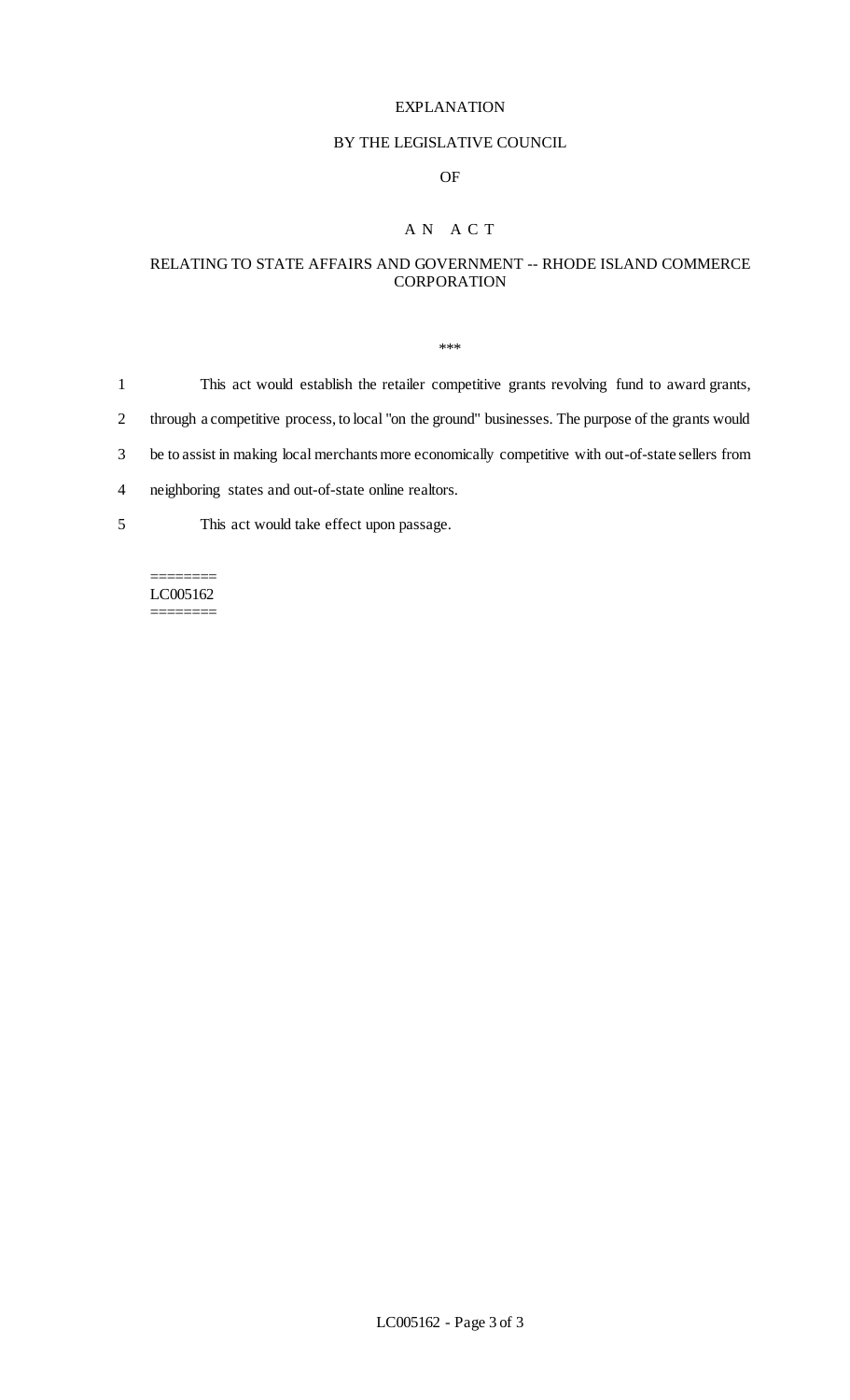EXPLANATION

BY THE LEGISLATIVE COUNCIL

OF

A N A C T

RELATING TO STATE AFFAIRS AND GOVERNMENT -- RHODE ISLAND COMMERCE CORPORATION

\*\*\*

1 This act would establish the retailer competitive grants revolving fund to award grants,

2 through a competitive process, to local "on the ground" businesses. The purpose of the grants would

3 be to assist in making local merchants more economically competitive with out-of-state sellers from

4 neighboring states and out-of-state online realtors.

5 This act would take effect upon passage.

========
LC005162
========